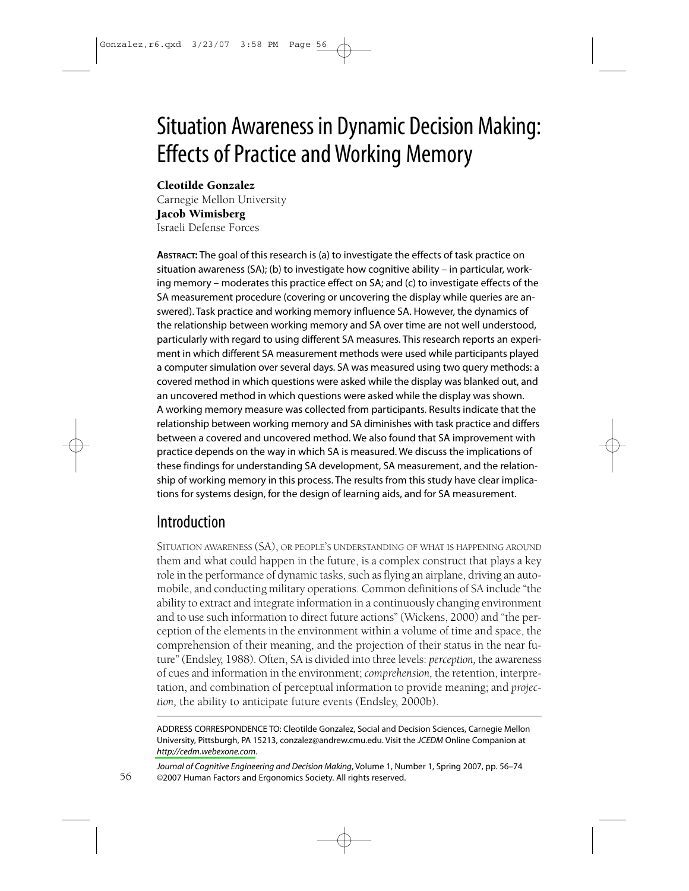# Situation Awareness in Dynamic Decision Making: Effects of Practice and Working Memory

**Cleotilde Gonzalez**
Carnegie Mellon University
**Jacob Wimisberg**
Israeli Defense Forces

**ABSTRACT:** The goal of this research is (a) to investigate the effects of task practice on situation awareness (SA); (b) to investigate how cognitive ability – in particular, working memory – moderates this practice effect on SA; and (c) to investigate effects of the SA measurement procedure (covering or uncovering the display while queries are answered). Task practice and working memory influence SA. However, the dynamics of the relationship between working memory and SA over time are not well understood, particularly with regard to using different SA measures. This research reports an experiment in which different SA measurement methods were used while participants played a computer simulation over several days. SA was measured using two query methods: a covered method in which questions were asked while the display was blanked out, and an uncovered method in which questions were asked while the display was shown. A working memory measure was collected from participants. Results indicate that the relationship between working memory and SA diminishes with task practice and differs between a covered and uncovered method. We also found that SA improvement with practice depends on the way in which SA is measured. We discuss the implications of these findings for understanding SA development, SA measurement, and the relationship of working memory in this process. The results from this study have clear implications for systems design, for the design of learning aids, and for SA measurement.

## Introduction

SITUATION AWARENESS (SA), OR PEOPLE'S UNDERSTANDING OF WHAT IS HAPPENING AROUND them and what could happen in the future, is a complex construct that plays a key role in the performance of dynamic tasks, such as flying an airplane, driving an automobile, and conducting military operations. Common definitions of SA include "the ability to extract and integrate information in a continuously changing environment and to use such information to direct future actions" (Wickens, 2000) and "the perception of the elements in the environment within a volume of time and space, the comprehension of their meaning, and the projection of their status in the near future" (Endsley, 1988). Often, SA is divided into three levels: *perception,* the awareness of cues and information in the environment; *comprehension,* the retention, interpretation, and combination of perceptual information to provide meaning; and *projection,* the ability to anticipate future events (Endsley, 2000b).

---

ADDRESS CORRESPONDENCE TO: Cleotilde Gonzalez, Social and Decision Sciences, Carnegie Mellon University, Pittsburgh, PA 15213, conzalez@andrew.cmu.edu. Visit the *JCEDM* Online Companion at *http://cedm.webexone.com*.

*Journal of Cognitive Engineering and Decision Making*, Volume 1, Number 1, Spring 2007, pp. 56–74
©2007 Human Factors and Ergonomics Society. All rights reserved.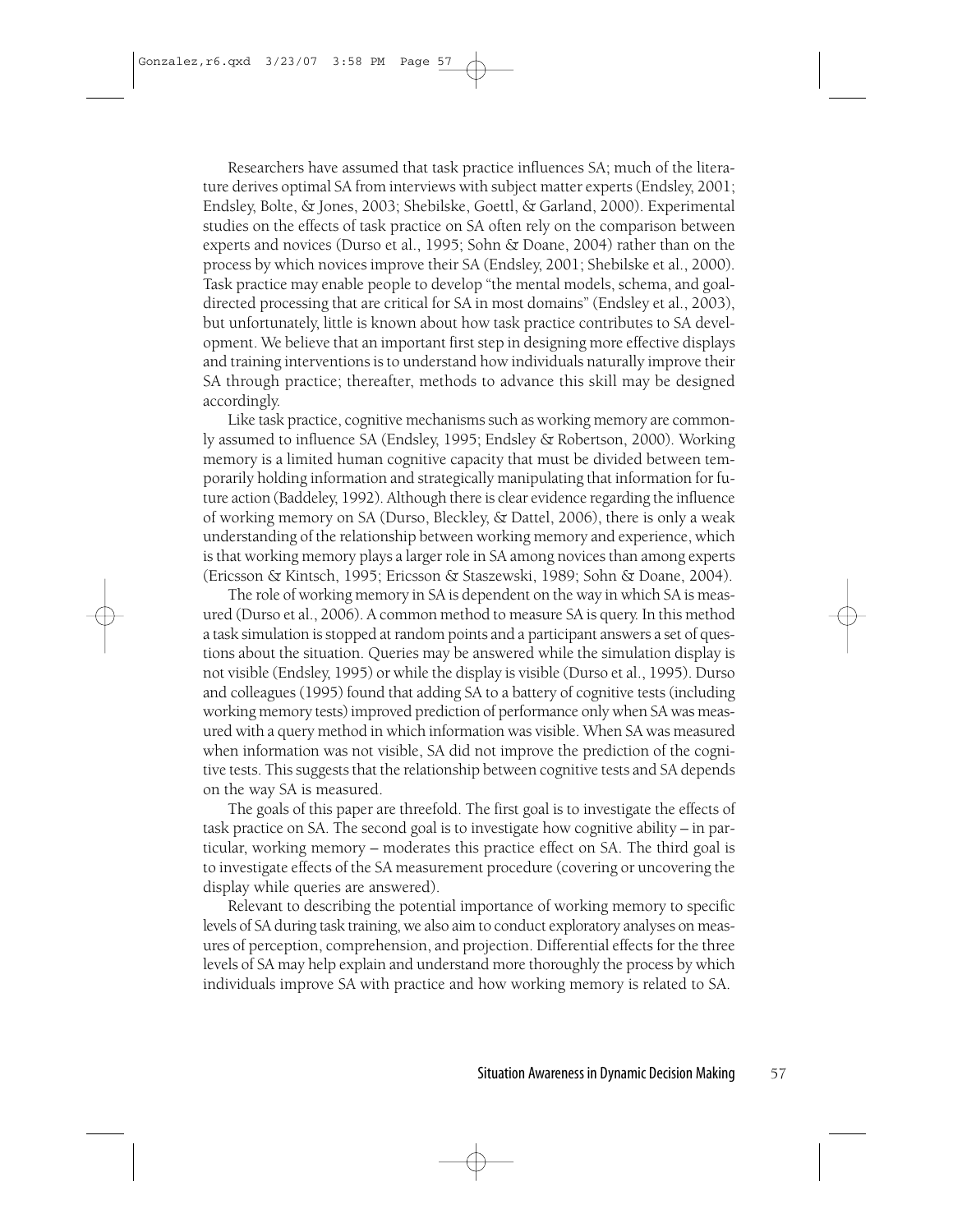Researchers have assumed that task practice influences SA; much of the literature derives optimal SA from interviews with subject matter experts (Endsley, 2001; Endsley, Bolte, & Jones, 2003; Shebilske, Goettl, & Garland, 2000). Experimental studies on the effects of task practice on SA often rely on the comparison between experts and novices (Durso et al., 1995; Sohn & Doane, 2004) rather than on the process by which novices improve their SA (Endsley, 2001; Shebilske et al., 2000). Task practice may enable people to develop "the mental models, schema, and goal-directed processing that are critical for SA in most domains" (Endsley et al., 2003), but unfortunately, little is known about how task practice contributes to SA development. We believe that an important first step in designing more effective displays and training interventions is to understand how individuals naturally improve their SA through practice; thereafter, methods to advance this skill may be designed accordingly.

Like task practice, cognitive mechanisms such as working memory are commonly assumed to influence SA (Endsley, 1995; Endsley & Robertson, 2000). Working memory is a limited human cognitive capacity that must be divided between temporarily holding information and strategically manipulating that information for future action (Baddeley, 1992). Although there is clear evidence regarding the influence of working memory on SA (Durso, Bleckley, & Dattel, 2006), there is only a weak understanding of the relationship between working memory and experience, which is that working memory plays a larger role in SA among novices than among experts (Ericsson & Kintsch, 1995; Ericsson & Staszewski, 1989; Sohn & Doane, 2004).

The role of working memory in SA is dependent on the way in which SA is measured (Durso et al., 2006). A common method to measure SA is query. In this method a task simulation is stopped at random points and a participant answers a set of questions about the situation. Queries may be answered while the simulation display is not visible (Endsley, 1995) or while the display is visible (Durso et al., 1995). Durso and colleagues (1995) found that adding SA to a battery of cognitive tests (including working memory tests) improved prediction of performance only when SA was measured with a query method in which information was visible. When SA was measured when information was not visible, SA did not improve the prediction of the cognitive tests. This suggests that the relationship between cognitive tests and SA depends on the way SA is measured.

The goals of this paper are threefold. The first goal is to investigate the effects of task practice on SA. The second goal is to investigate how cognitive ability – in particular, working memory – moderates this practice effect on SA. The third goal is to investigate effects of the SA measurement procedure (covering or uncovering the display while queries are answered).

Relevant to describing the potential importance of working memory to specific levels of SA during task training, we also aim to conduct exploratory analyses on measures of perception, comprehension, and projection. Differential effects for the three levels of SA may help explain and understand more thoroughly the process by which individuals improve SA with practice and how working memory is related to SA.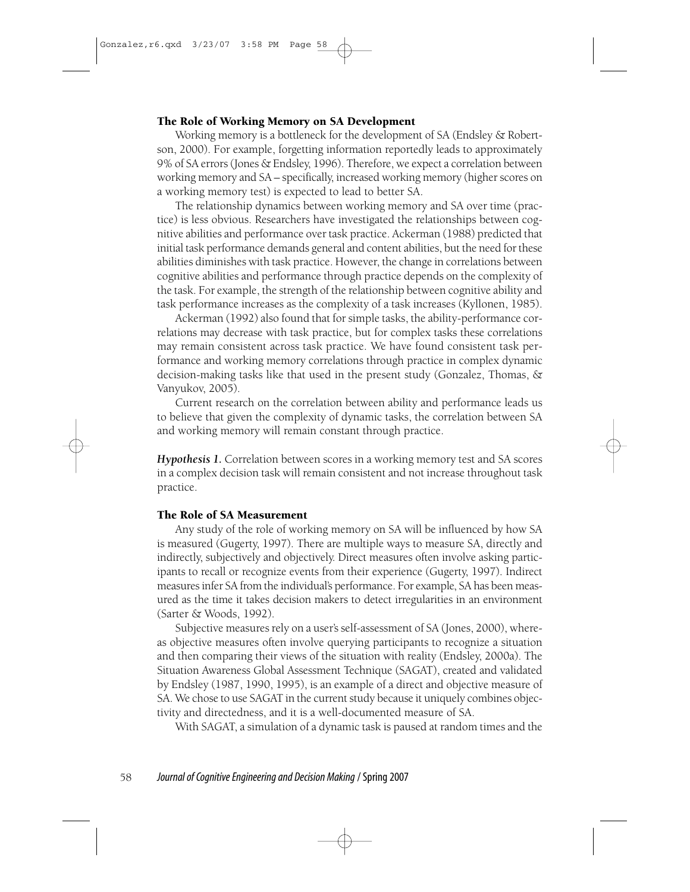## The Role of Working Memory on SA Development

Working memory is a bottleneck for the development of SA (Endsley & Robertson, 2000). For example, forgetting information reportedly leads to approximately 9% of SA errors (Jones & Endsley, 1996). Therefore, we expect a correlation between working memory and SA – specifically, increased working memory (higher scores on a working memory test) is expected to lead to better SA.

The relationship dynamics between working memory and SA over time (practice) is less obvious. Researchers have investigated the relationships between cognitive abilities and performance over task practice. Ackerman (1988) predicted that initial task performance demands general and content abilities, but the need for these abilities diminishes with task practice. However, the change in correlations between cognitive abilities and performance through practice depends on the complexity of the task. For example, the strength of the relationship between cognitive ability and task performance increases as the complexity of a task increases (Kyllonen, 1985).

Ackerman (1992) also found that for simple tasks, the ability-performance correlations may decrease with task practice, but for complex tasks these correlations may remain consistent across task practice. We have found consistent task performance and working memory correlations through practice in complex dynamic decision-making tasks like that used in the present study (Gonzalez, Thomas, & Vanyukov, 2005).

Current research on the correlation between ability and performance leads us to believe that given the complexity of dynamic tasks, the correlation between SA and working memory will remain constant through practice.

***Hypothesis 1.*** Correlation between scores in a working memory test and SA scores in a complex decision task will remain consistent and not increase throughout task practice.

## The Role of SA Measurement

Any study of the role of working memory on SA will be influenced by how SA is measured (Gugerty, 1997). There are multiple ways to measure SA, directly and indirectly, subjectively and objectively. Direct measures often involve asking participants to recall or recognize events from their experience (Gugerty, 1997). Indirect measures infer SA from the individual's performance. For example, SA has been measured as the time it takes decision makers to detect irregularities in an environment (Sarter & Woods, 1992).

Subjective measures rely on a user's self-assessment of SA (Jones, 2000), whereas objective measures often involve querying participants to recognize a situation and then comparing their views of the situation with reality (Endsley, 2000a). The Situation Awareness Global Assessment Technique (SAGAT), created and validated by Endsley (1987, 1990, 1995), is an example of a direct and objective measure of SA. We chose to use SAGAT in the current study because it uniquely combines objectivity and directedness, and it is a well-documented measure of SA.

With SAGAT, a simulation of a dynamic task is paused at random times and the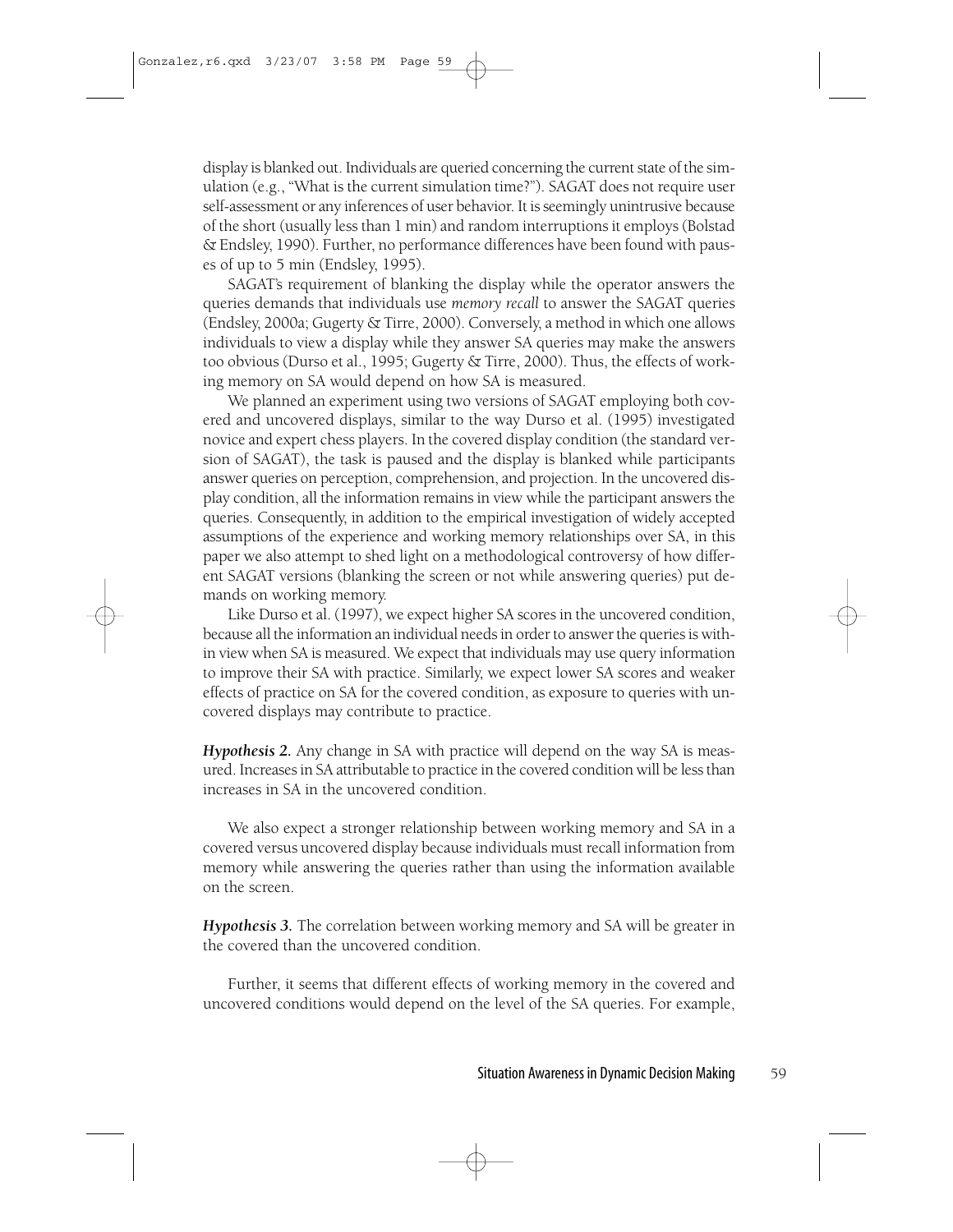display is blanked out. Individuals are queried concerning the current state of the simulation (e.g., "What is the current simulation time?"). SAGAT does not require user self-assessment or any inferences of user behavior. It is seemingly unintrusive because of the short (usually less than 1 min) and random interruptions it employs (Bolstad & Endsley, 1990). Further, no performance differences have been found with pauses of up to 5 min (Endsley, 1995).

SAGAT's requirement of blanking the display while the operator answers the queries demands that individuals use *memory recall* to answer the SAGAT queries (Endsley, 2000a; Gugerty & Tirre, 2000). Conversely, a method in which one allows individuals to view a display while they answer SA queries may make the answers too obvious (Durso et al., 1995; Gugerty & Tirre, 2000). Thus, the effects of working memory on SA would depend on how SA is measured.

We planned an experiment using two versions of SAGAT employing both covered and uncovered displays, similar to the way Durso et al. (1995) investigated novice and expert chess players. In the covered display condition (the standard version of SAGAT), the task is paused and the display is blanked while participants answer queries on perception, comprehension, and projection. In the uncovered display condition, all the information remains in view while the participant answers the queries. Consequently, in addition to the empirical investigation of widely accepted assumptions of the experience and working memory relationships over SA, in this paper we also attempt to shed light on a methodological controversy of how different SAGAT versions (blanking the screen or not while answering queries) put demands on working memory.

Like Durso et al. (1997), we expect higher SA scores in the uncovered condition, because all the information an individual needs in order to answer the queries is within view when SA is measured. We expect that individuals may use query information to improve their SA with practice. Similarly, we expect lower SA scores and weaker effects of practice on SA for the covered condition, as exposure to queries with uncovered displays may contribute to practice.

***Hypothesis 2.*** Any change in SA with practice will depend on the way SA is measured. Increases in SA attributable to practice in the covered condition will be less than increases in SA in the uncovered condition.

We also expect a stronger relationship between working memory and SA in a covered versus uncovered display because individuals must recall information from memory while answering the queries rather than using the information available on the screen.

***Hypothesis 3.*** The correlation between working memory and SA will be greater in the covered than the uncovered condition.

Further, it seems that different effects of working memory in the covered and uncovered conditions would depend on the level of the SA queries. For example,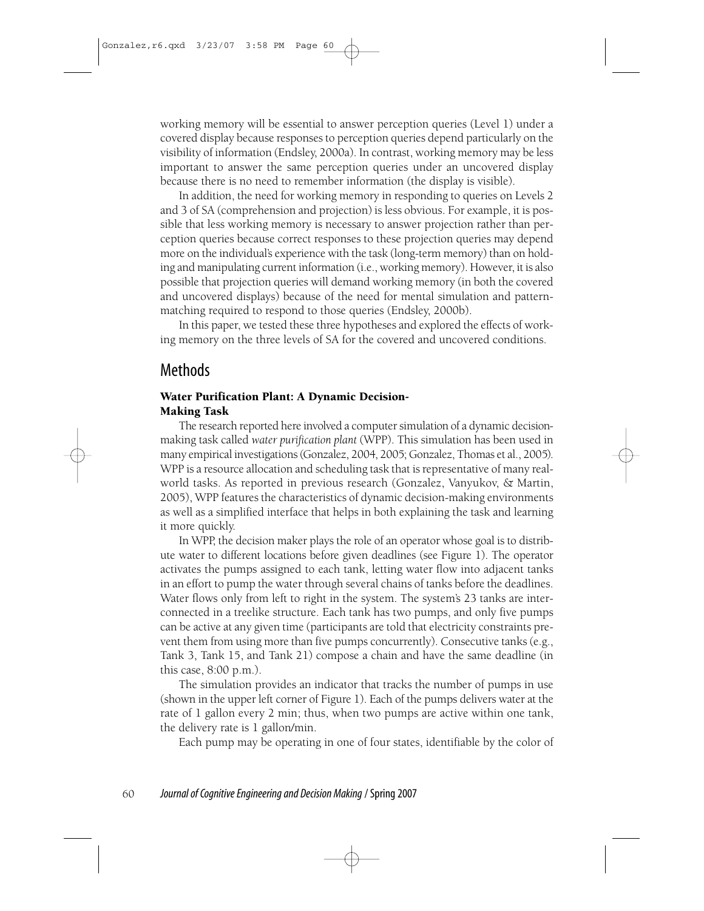working memory will be essential to answer perception queries (Level 1) under a covered display because responses to perception queries depend particularly on the visibility of information (Endsley, 2000a). In contrast, working memory may be less important to answer the same perception queries under an uncovered display because there is no need to remember information (the display is visible).

In addition, the need for working memory in responding to queries on Levels 2 and 3 of SA (comprehension and projection) is less obvious. For example, it is possible that less working memory is necessary to answer projection rather than perception queries because correct responses to these projection queries may depend more on the individual's experience with the task (long-term memory) than on holding and manipulating current information (i.e., working memory). However, it is also possible that projection queries will demand working memory (in both the covered and uncovered displays) because of the need for mental simulation and pattern-matching required to respond to those queries (Endsley, 2000b).

In this paper, we tested these three hypotheses and explored the effects of working memory on the three levels of SA for the covered and uncovered conditions.

## Methods

### Water Purification Plant: A Dynamic Decision-Making Task

The research reported here involved a computer simulation of a dynamic decision-making task called *water purification plant* (WPP). This simulation has been used in many empirical investigations (Gonzalez, 2004, 2005; Gonzalez, Thomas et al., 2005). WPP is a resource allocation and scheduling task that is representative of many real-world tasks. As reported in previous research (Gonzalez, Vanyukov, & Martin, 2005), WPP features the characteristics of dynamic decision-making environments as well as a simplified interface that helps in both explaining the task and learning it more quickly.

In WPP, the decision maker plays the role of an operator whose goal is to distribute water to different locations before given deadlines (see Figure 1). The operator activates the pumps assigned to each tank, letting water flow into adjacent tanks in an effort to pump the water through several chains of tanks before the deadlines. Water flows only from left to right in the system. The system's 23 tanks are interconnected in a treelike structure. Each tank has two pumps, and only five pumps can be active at any given time (participants are told that electricity constraints prevent them from using more than five pumps concurrently). Consecutive tanks (e.g., Tank 3, Tank 15, and Tank 21) compose a chain and have the same deadline (in this case, 8:00 p.m.).

The simulation provides an indicator that tracks the number of pumps in use (shown in the upper left corner of Figure 1). Each of the pumps delivers water at the rate of 1 gallon every 2 min; thus, when two pumps are active within one tank, the delivery rate is 1 gallon/min.

Each pump may be operating in one of four states, identifiable by the color of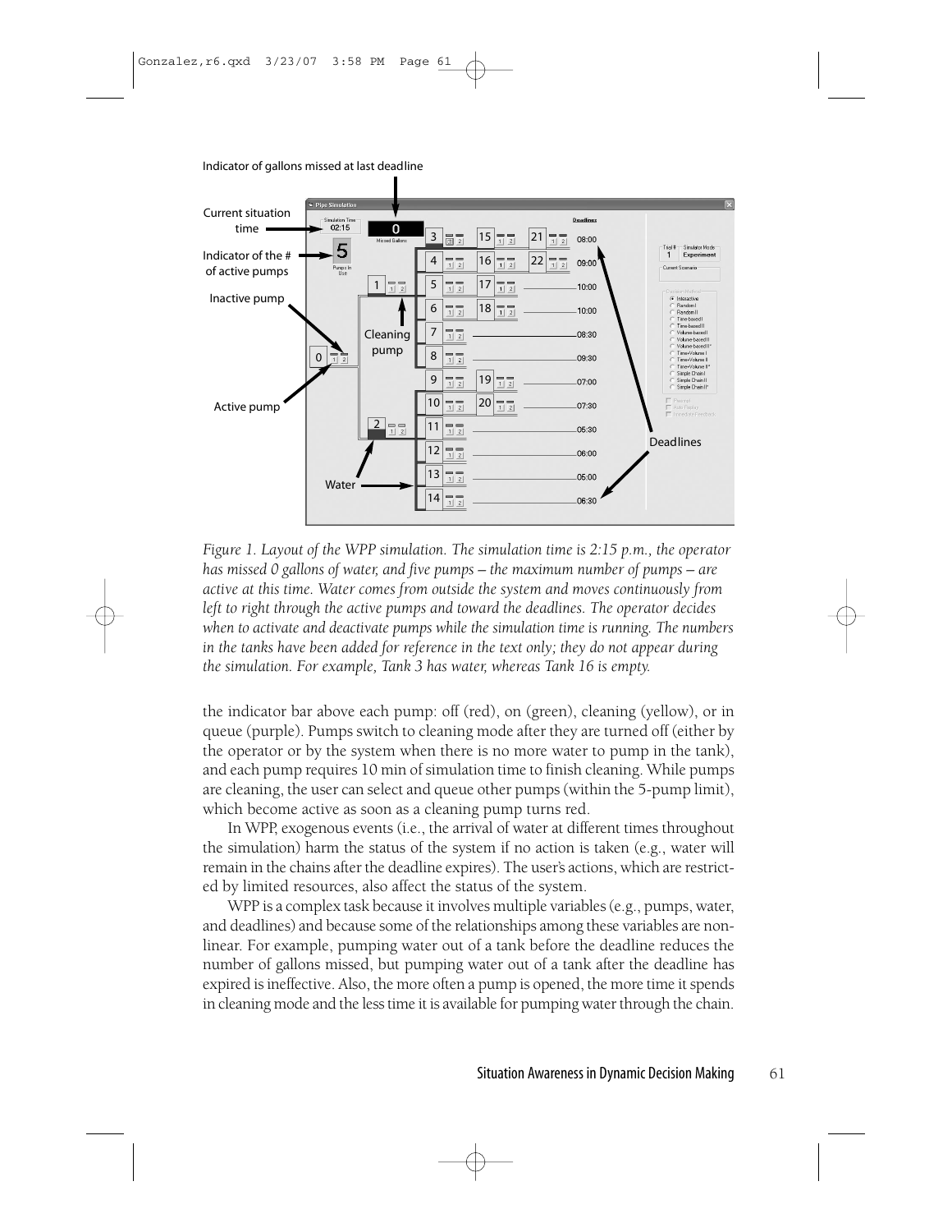*Figure 1. Layout of the WPP simulation. The simulation time is 2:15 p.m., the operator has missed 0 gallons of water, and five pumps – the maximum number of pumps – are active at this time. Water comes from outside the system and moves continuously from left to right through the active pumps and toward the deadlines. The operator decides when to activate and deactivate pumps while the simulation time is running. The numbers in the tanks have been added for reference in the text only; they do not appear during the simulation. For example, Tank 3 has water, whereas Tank 16 is empty.*

the indicator bar above each pump: off (red), on (green), cleaning (yellow), or in queue (purple). Pumps switch to cleaning mode after they are turned off (either by the operator or by the system when there is no more water to pump in the tank), and each pump requires 10 min of simulation time to finish cleaning. While pumps are cleaning, the user can select and queue other pumps (within the 5-pump limit), which become active as soon as a cleaning pump turns red.

In WPP, exogenous events (i.e., the arrival of water at different times throughout the simulation) harm the status of the system if no action is taken (e.g., water will remain in the chains after the deadline expires). The user's actions, which are restricted by limited resources, also affect the status of the system.

WPP is a complex task because it involves multiple variables (e.g., pumps, water, and deadlines) and because some of the relationships among these variables are nonlinear. For example, pumping water out of a tank before the deadline reduces the number of gallons missed, but pumping water out of a tank after the deadline has expired is ineffective. Also, the more often a pump is opened, the more time it spends in cleaning mode and the less time it is available for pumping water through the chain.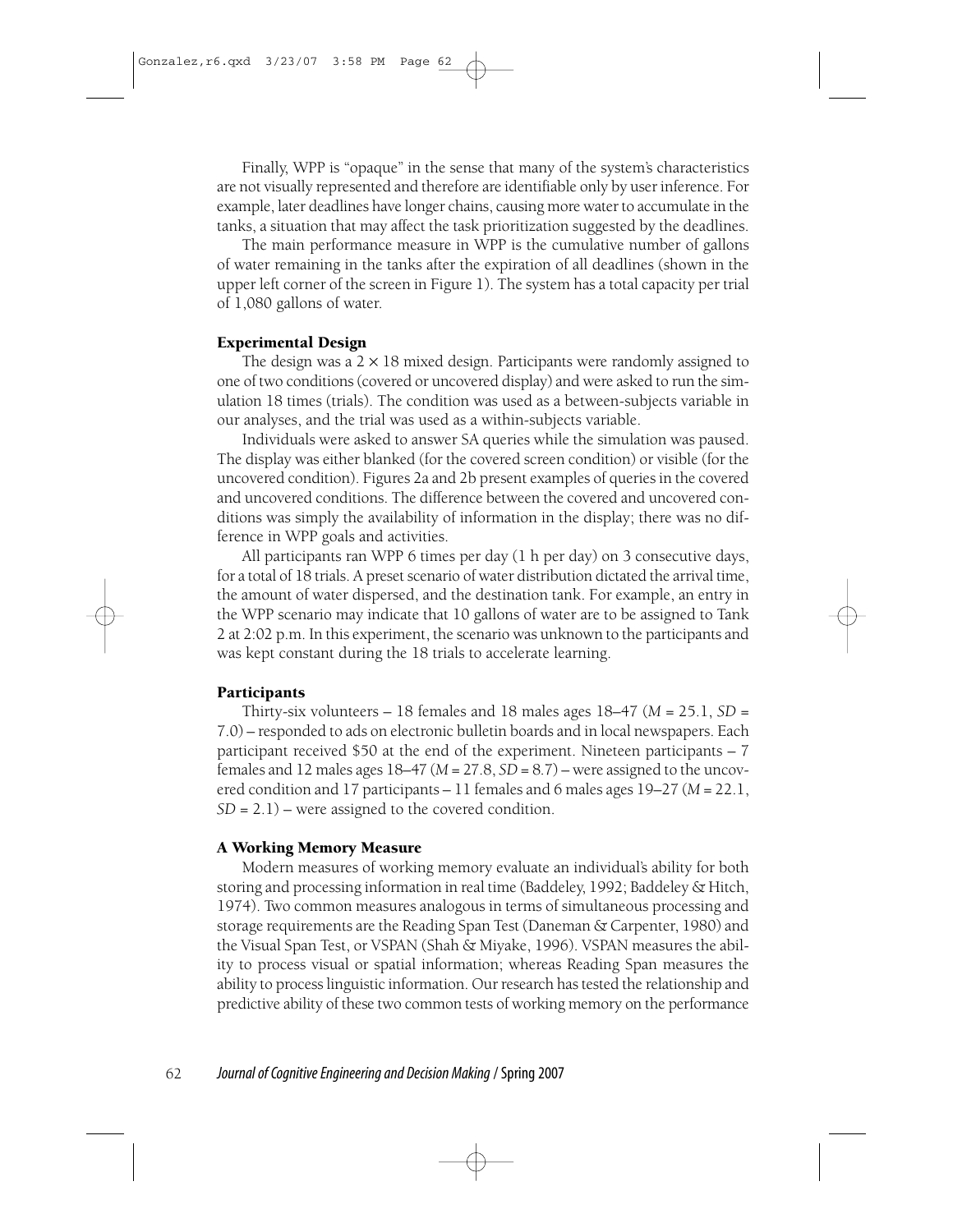Finally, WPP is "opaque" in the sense that many of the system's characteristics are not visually represented and therefore are identifiable only by user inference. For example, later deadlines have longer chains, causing more water to accumulate in the tanks, a situation that may affect the task prioritization suggested by the deadlines.

The main performance measure in WPP is the cumulative number of gallons of water remaining in the tanks after the expiration of all deadlines (shown in the upper left corner of the screen in Figure 1). The system has a total capacity per trial of 1,080 gallons of water.

### Experimental Design

The design was a $2 \times 18$ mixed design. Participants were randomly assigned to one of two conditions (covered or uncovered display) and were asked to run the simulation 18 times (trials). The condition was used as a between-subjects variable in our analyses, and the trial was used as a within-subjects variable.

Individuals were asked to answer SA queries while the simulation was paused. The display was either blanked (for the covered screen condition) or visible (for the uncovered condition). Figures 2a and 2b present examples of queries in the covered and uncovered conditions. The difference between the covered and uncovered conditions was simply the availability of information in the display; there was no difference in WPP goals and activities.

All participants ran WPP 6 times per day (1 h per day) on 3 consecutive days, for a total of 18 trials. A preset scenario of water distribution dictated the arrival time, the amount of water dispersed, and the destination tank. For example, an entry in the WPP scenario may indicate that 10 gallons of water are to be assigned to Tank 2 at 2:02 p.m. In this experiment, the scenario was unknown to the participants and was kept constant during the 18 trials to accelerate learning.

### Participants

Thirty-six volunteers – 18 females and 18 males ages 18–47 ($M = 25.1$, $SD = 7.0$) – responded to ads on electronic bulletin boards and in local newspapers. Each participant received $50 at the end of the experiment. Nineteen participants – 7 females and 12 males ages 18–47 ($M = 27.8$, $SD = 8.7$) – were assigned to the uncovered condition and 17 participants – 11 females and 6 males ages 19–27 ($M = 22.1$, $SD = 2.1$) – were assigned to the covered condition.

### A Working Memory Measure

Modern measures of working memory evaluate an individual's ability for both storing and processing information in real time (Baddeley, 1992; Baddeley & Hitch, 1974). Two common measures analogous in terms of simultaneous processing and storage requirements are the Reading Span Test (Daneman & Carpenter, 1980) and the Visual Span Test, or VSPAN (Shah & Miyake, 1996). VSPAN measures the ability to process visual or spatial information; whereas Reading Span measures the ability to process linguistic information. Our research has tested the relationship and predictive ability of these two common tests of working memory on the performance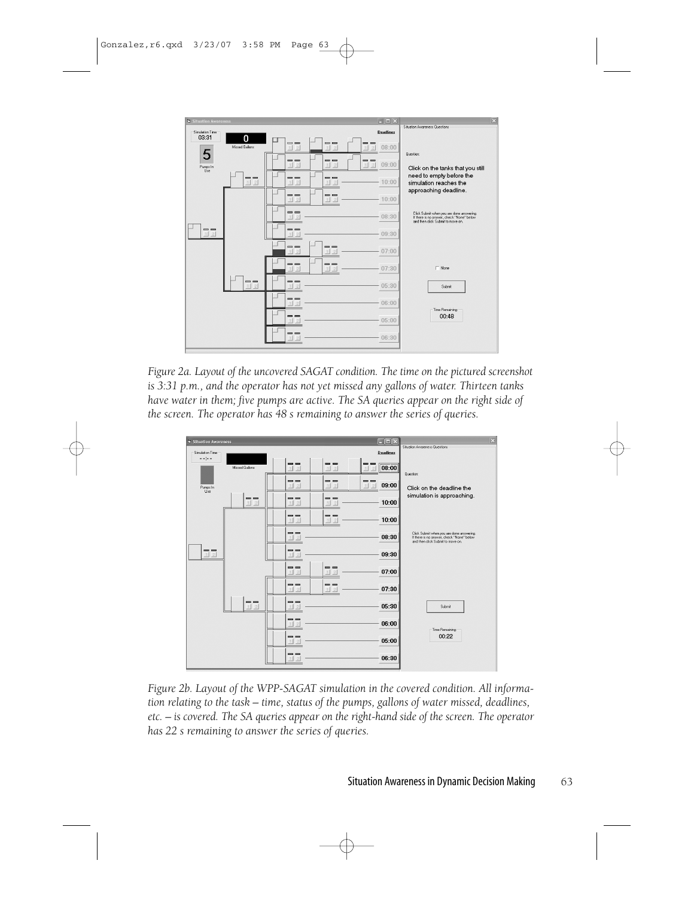*Figure 2a. Layout of the uncovered SAGAT condition. The time on the pictured screenshot is 3:31 p.m., and the operator has not yet missed any gallons of water. Thirteen tanks have water in them; five pumps are active. The SA queries appear on the right side of the screen. The operator has 48 s remaining to answer the series of queries.*

*Figure 2b. Layout of the WPP-SAGAT simulation in the covered condition. All information relating to the task – time, status of the pumps, gallons of water missed, deadlines, etc. – is covered. The SA queries appear on the right-hand side of the screen. The operator has 22 s remaining to answer the series of queries.*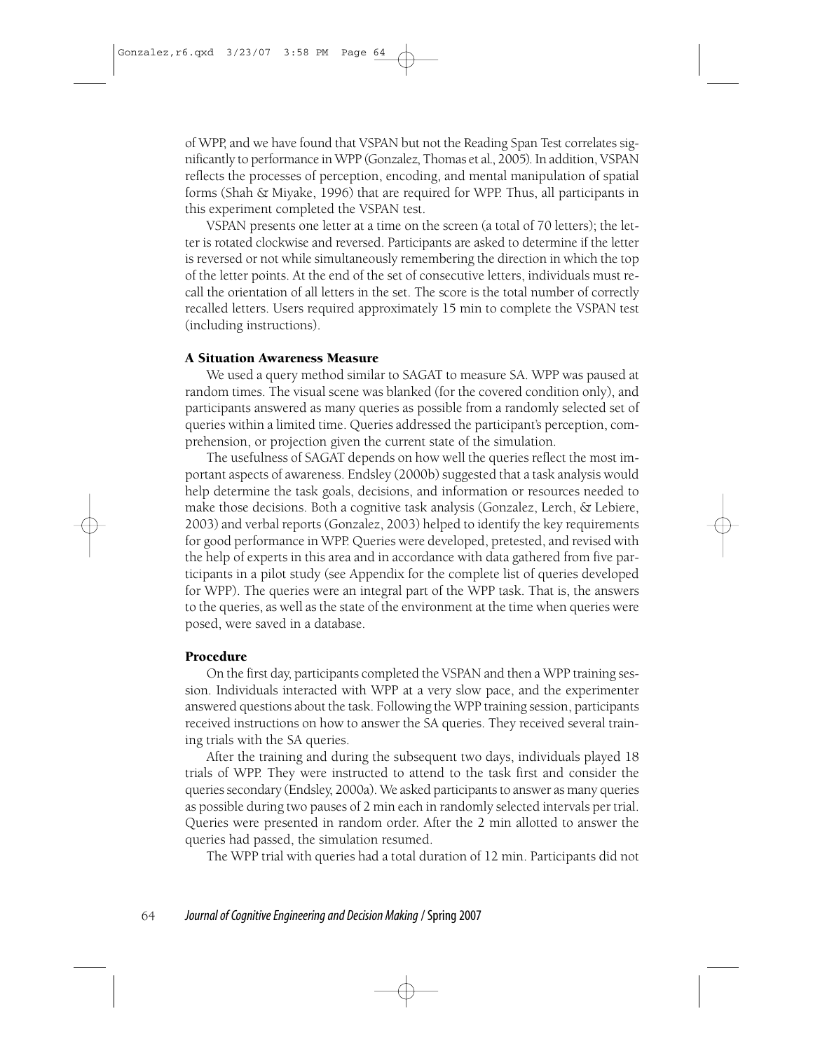of WPP, and we have found that VSPAN but not the Reading Span Test correlates significantly to performance in WPP (Gonzalez, Thomas et al., 2005). In addition, VSPAN reflects the processes of perception, encoding, and mental manipulation of spatial forms (Shah & Miyake, 1996) that are required for WPP. Thus, all participants in this experiment completed the VSPAN test.

VSPAN presents one letter at a time on the screen (a total of 70 letters); the letter is rotated clockwise and reversed. Participants are asked to determine if the letter is reversed or not while simultaneously remembering the direction in which the top of the letter points. At the end of the set of consecutive letters, individuals must recall the orientation of all letters in the set. The score is the total number of correctly recalled letters. Users required approximately 15 min to complete the VSPAN test (including instructions).

### A Situation Awareness Measure

We used a query method similar to SAGAT to measure SA. WPP was paused at random times. The visual scene was blanked (for the covered condition only), and participants answered as many queries as possible from a randomly selected set of queries within a limited time. Queries addressed the participant's perception, comprehension, or projection given the current state of the simulation.

The usefulness of SAGAT depends on how well the queries reflect the most important aspects of awareness. Endsley (2000b) suggested that a task analysis would help determine the task goals, decisions, and information or resources needed to make those decisions. Both a cognitive task analysis (Gonzalez, Lerch, & Lebiere, 2003) and verbal reports (Gonzalez, 2003) helped to identify the key requirements for good performance in WPP. Queries were developed, pretested, and revised with the help of experts in this area and in accordance with data gathered from five participants in a pilot study (see Appendix for the complete list of queries developed for WPP). The queries were an integral part of the WPP task. That is, the answers to the queries, as well as the state of the environment at the time when queries were posed, were saved in a database.

### Procedure

On the first day, participants completed the VSPAN and then a WPP training session. Individuals interacted with WPP at a very slow pace, and the experimenter answered questions about the task. Following the WPP training session, participants received instructions on how to answer the SA queries. They received several training trials with the SA queries.

After the training and during the subsequent two days, individuals played 18 trials of WPP. They were instructed to attend to the task first and consider the queries secondary (Endsley, 2000a). We asked participants to answer as many queries as possible during two pauses of 2 min each in randomly selected intervals per trial. Queries were presented in random order. After the 2 min allotted to answer the queries had passed, the simulation resumed.

The WPP trial with queries had a total duration of 12 min. Participants did not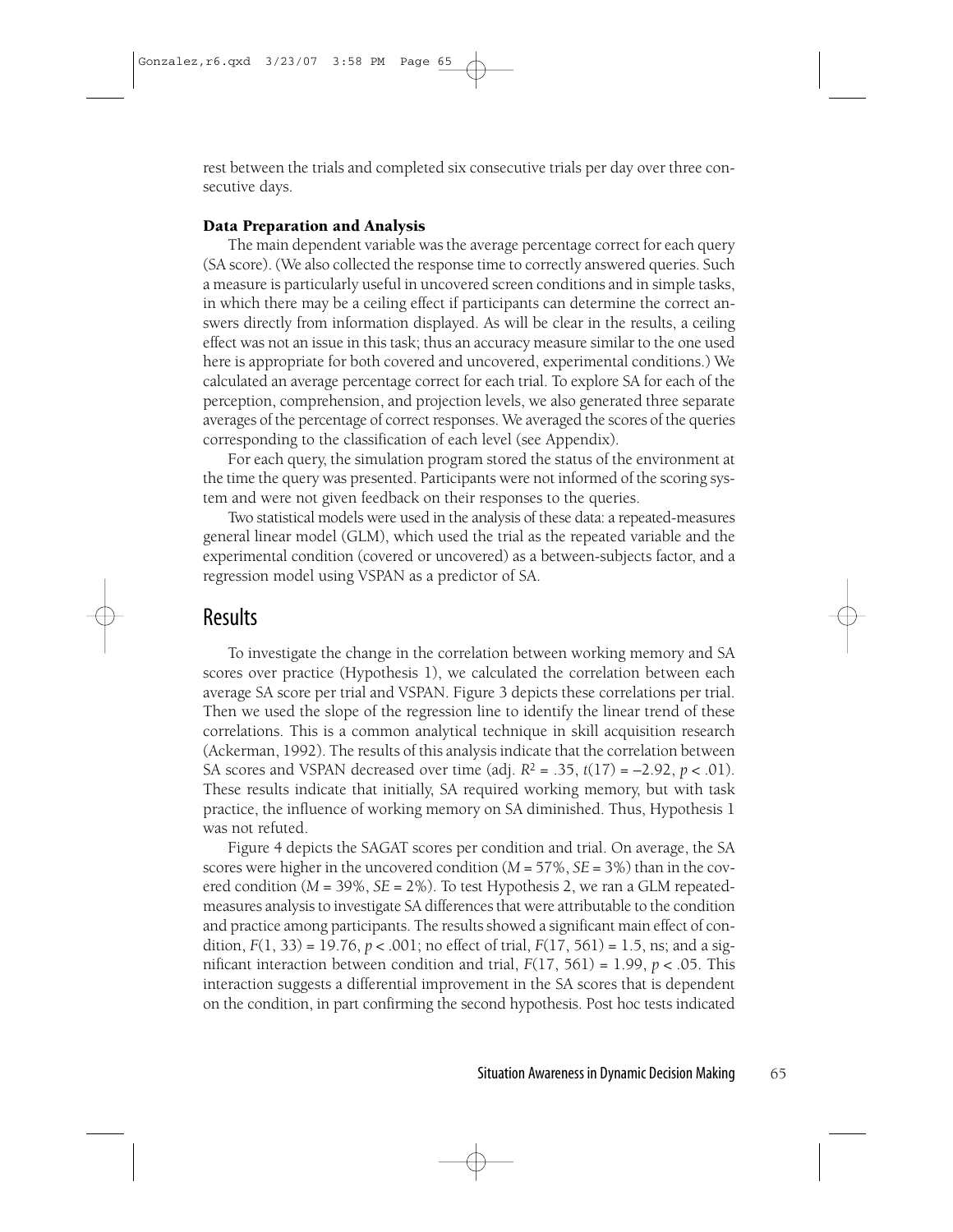rest between the trials and completed six consecutive trials per day over three consecutive days.

### Data Preparation and Analysis

The main dependent variable was the average percentage correct for each query (SA score). (We also collected the response time to correctly answered queries. Such a measure is particularly useful in uncovered screen conditions and in simple tasks, in which there may be a ceiling effect if participants can determine the correct answers directly from information displayed. As will be clear in the results, a ceiling effect was not an issue in this task; thus an accuracy measure similar to the one used here is appropriate for both covered and uncovered, experimental conditions.) We calculated an average percentage correct for each trial. To explore SA for each of the perception, comprehension, and projection levels, we also generated three separate averages of the percentage of correct responses. We averaged the scores of the queries corresponding to the classification of each level (see Appendix).

For each query, the simulation program stored the status of the environment at the time the query was presented. Participants were not informed of the scoring system and were not given feedback on their responses to the queries.

Two statistical models were used in the analysis of these data: a repeated-measures general linear model (GLM), which used the trial as the repeated variable and the experimental condition (covered or uncovered) as a between-subjects factor, and a regression model using VSPAN as a predictor of SA.

## Results

To investigate the change in the correlation between working memory and SA scores over practice (Hypothesis 1), we calculated the correlation between each average SA score per trial and VSPAN. Figure 3 depicts these correlations per trial. Then we used the slope of the regression line to identify the linear trend of these correlations. This is a common analytical technique in skill acquisition research (Ackerman, 1992). The results of this analysis indicate that the correlation between SA scores and VSPAN decreased over time (adj. $R^2 = .35$, $t(17) = -2.92$, $p < .01$). These results indicate that initially, SA required working memory, but with task practice, the influence of working memory on SA diminished. Thus, Hypothesis 1 was not refuted.

Figure 4 depicts the SAGAT scores per condition and trial. On average, the SA scores were higher in the uncovered condition ($M = 57\%$, $SE = 3\%$) than in the covered condition ($M = 39\%$, $SE = 2\%$). To test Hypothesis 2, we ran a GLM repeated-measures analysis to investigate SA differences that were attributable to the condition and practice among participants. The results showed a significant main effect of condition, $F(1, 33) = 19.76$, $p < .001$; no effect of trial, $F(17, 561) = 1.5$, ns; and a significant interaction between condition and trial, $F(17, 561) = 1.99$, $p < .05$. This interaction suggests a differential improvement in the SA scores that is dependent on the condition, in part confirming the second hypothesis. Post hoc tests indicated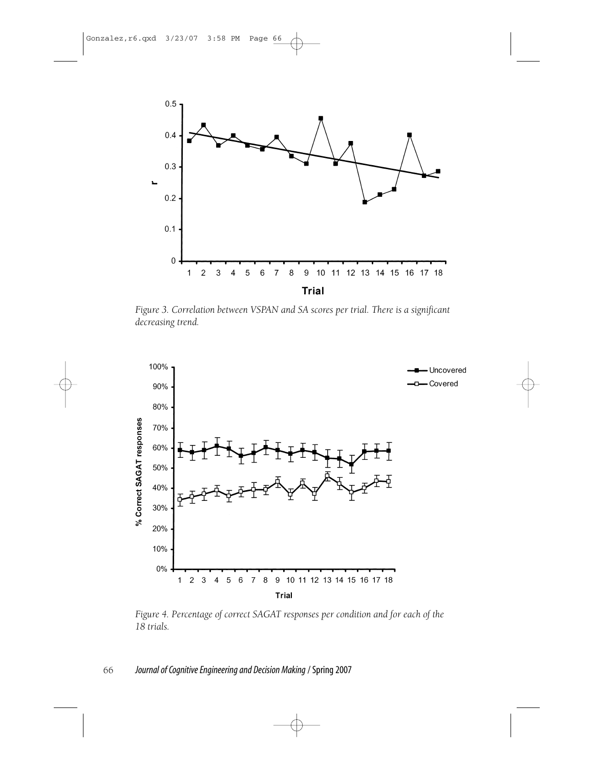*Figure 3. Correlation between VSPAN and SA scores per trial. There is a significant decreasing trend.*

*Figure 4. Percentage of correct SAGAT responses per condition and for each of the 18 trials.*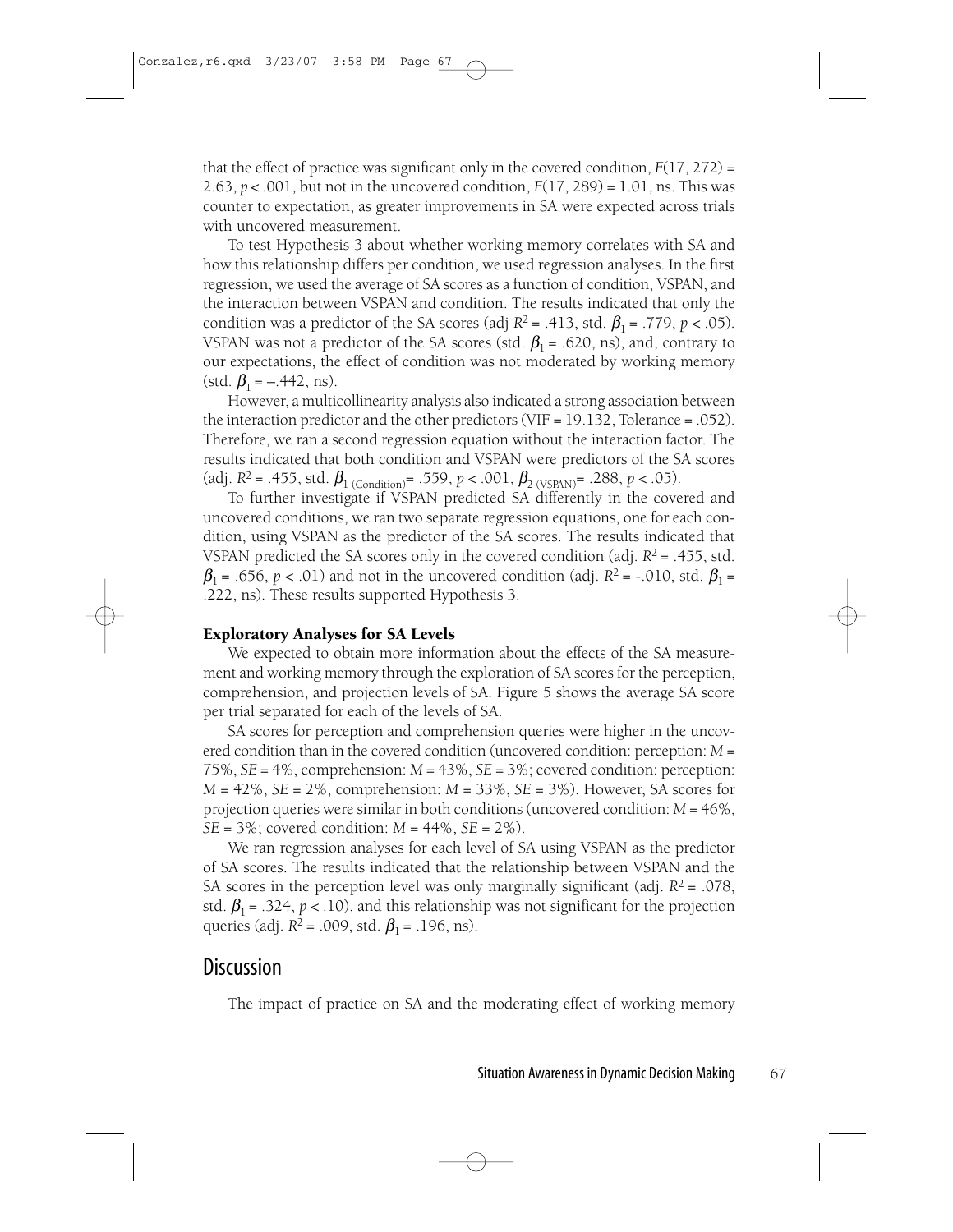that the effect of practice was significant only in the covered condition, $F(17, 272) = 2.63$, $p < .001$, but not in the uncovered condition, $F(17, 289) = 1.01$, ns. This was counter to expectation, as greater improvements in SA were expected across trials with uncovered measurement.

To test Hypothesis 3 about whether working memory correlates with SA and how this relationship differs per condition, we used regression analyses. In the first regression, we used the average of SA scores as a function of condition, VSPAN, and the interaction between VSPAN and condition. The results indicated that only the condition was a predictor of the SA scores (adj $R^2 = .413$, std. $\beta_1 = .779$, $p < .05$). VSPAN was not a predictor of the SA scores (std. $\beta_1 = .620$, ns), and, contrary to our expectations, the effect of condition was not moderated by working memory (std. $\beta_1 = -.442$, ns).

However, a multicollinearity analysis also indicated a strong association between the interaction predictor and the other predictors (VIF = 19.132, Tolerance = .052). Therefore, we ran a second regression equation without the interaction factor. The results indicated that both condition and VSPAN were predictors of the SA scores (adj. $R^2 = .455$, std. $\beta_{1\ (\text{Condition})} = .559$, $p < .001$, $\beta_{2\ (\text{VSPAN})} = .288$, $p < .05$).

To further investigate if VSPAN predicted SA differently in the covered and uncovered conditions, we ran two separate regression equations, one for each condition, using VSPAN as the predictor of the SA scores. The results indicated that VSPAN predicted the SA scores only in the covered condition (adj. $R^2 = .455$, std. $\beta_1 = .656$, $p < .01$) and not in the uncovered condition (adj. $R^2 = -.010$, std. $\beta_1 = .222$, ns). These results supported Hypothesis 3.

### Exploratory Analyses for SA Levels

We expected to obtain more information about the effects of the SA measurement and working memory through the exploration of SA scores for the perception, comprehension, and projection levels of SA. Figure 5 shows the average SA score per trial separated for each of the levels of SA.

SA scores for perception and comprehension queries were higher in the uncovered condition than in the covered condition (uncovered condition: perception: $M = 75\%$, $SE = 4\%$, comprehension: $M = 43\%$, $SE = 3\%$; covered condition: perception: $M = 42\%$, $SE = 2\%$, comprehension: $M = 33\%$, $SE = 3\%$). However, SA scores for projection queries were similar in both conditions (uncovered condition: $M = 46\%$, $SE = 3\%$; covered condition: $M = 44\%$, $SE = 2\%$).

We ran regression analyses for each level of SA using VSPAN as the predictor of SA scores. The results indicated that the relationship between VSPAN and the SA scores in the perception level was only marginally significant (adj. $R^2 = .078$, std. $\beta_1 = .324$, $p < .10$), and this relationship was not significant for the projection queries (adj. $R^2 = .009$, std. $\beta_1 = .196$, ns).

## Discussion

The impact of practice on SA and the moderating effect of working memory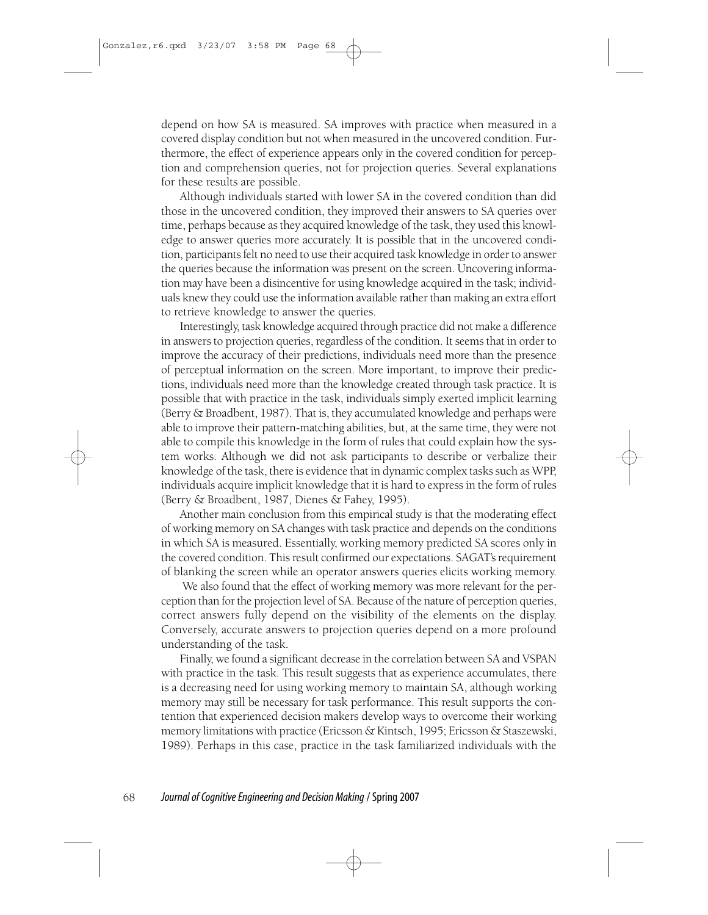depend on how SA is measured. SA improves with practice when measured in a covered display condition but not when measured in the uncovered condition. Furthermore, the effect of experience appears only in the covered condition for perception and comprehension queries, not for projection queries. Several explanations for these results are possible.

Although individuals started with lower SA in the covered condition than did those in the uncovered condition, they improved their answers to SA queries over time, perhaps because as they acquired knowledge of the task, they used this knowledge to answer queries more accurately. It is possible that in the uncovered condition, participants felt no need to use their acquired task knowledge in order to answer the queries because the information was present on the screen. Uncovering information may have been a disincentive for using knowledge acquired in the task; individuals knew they could use the information available rather than making an extra effort to retrieve knowledge to answer the queries.

Interestingly, task knowledge acquired through practice did not make a difference in answers to projection queries, regardless of the condition. It seems that in order to improve the accuracy of their predictions, individuals need more than the presence of perceptual information on the screen. More important, to improve their predictions, individuals need more than the knowledge created through task practice. It is possible that with practice in the task, individuals simply exerted implicit learning (Berry & Broadbent, 1987). That is, they accumulated knowledge and perhaps were able to improve their pattern-matching abilities, but, at the same time, they were not able to compile this knowledge in the form of rules that could explain how the system works. Although we did not ask participants to describe or verbalize their knowledge of the task, there is evidence that in dynamic complex tasks such as WPP, individuals acquire implicit knowledge that it is hard to express in the form of rules (Berry & Broadbent, 1987, Dienes & Fahey, 1995).

Another main conclusion from this empirical study is that the moderating effect of working memory on SA changes with task practice and depends on the conditions in which SA is measured. Essentially, working memory predicted SA scores only in the covered condition. This result confirmed our expectations. SAGAT's requirement of blanking the screen while an operator answers queries elicits working memory.

We also found that the effect of working memory was more relevant for the perception than for the projection level of SA. Because of the nature of perception queries, correct answers fully depend on the visibility of the elements on the display. Conversely, accurate answers to projection queries depend on a more profound understanding of the task.

Finally, we found a significant decrease in the correlation between SA and VSPAN with practice in the task. This result suggests that as experience accumulates, there is a decreasing need for using working memory to maintain SA, although working memory may still be necessary for task performance. This result supports the contention that experienced decision makers develop ways to overcome their working memory limitations with practice (Ericsson & Kintsch, 1995; Ericsson & Staszewski, 1989). Perhaps in this case, practice in the task familiarized individuals with the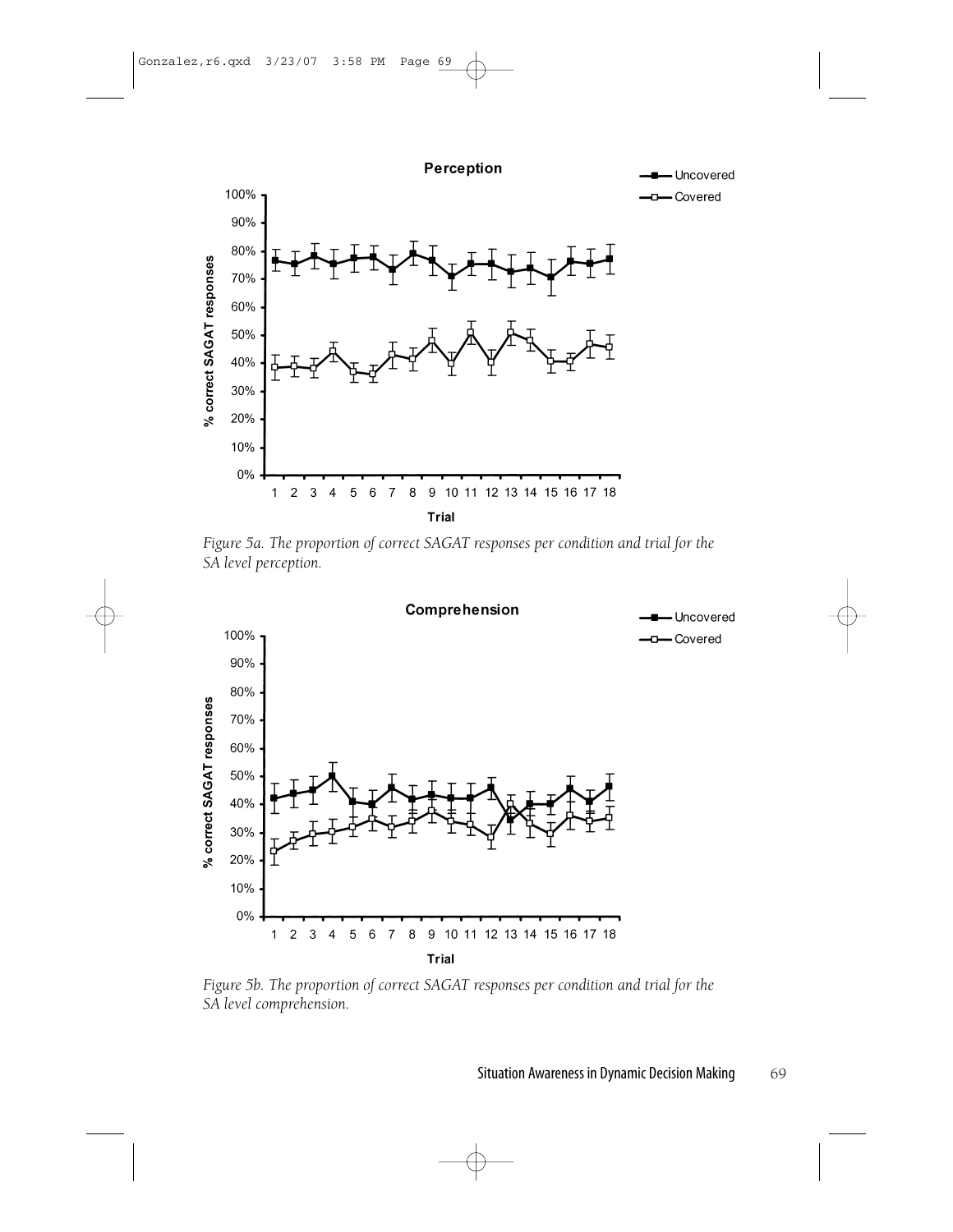*Figure 5a. The proportion of correct SAGAT responses per condition and trial for the SA level perception.*

*Figure 5b. The proportion of correct SAGAT responses per condition and trial for the SA level comprehension.*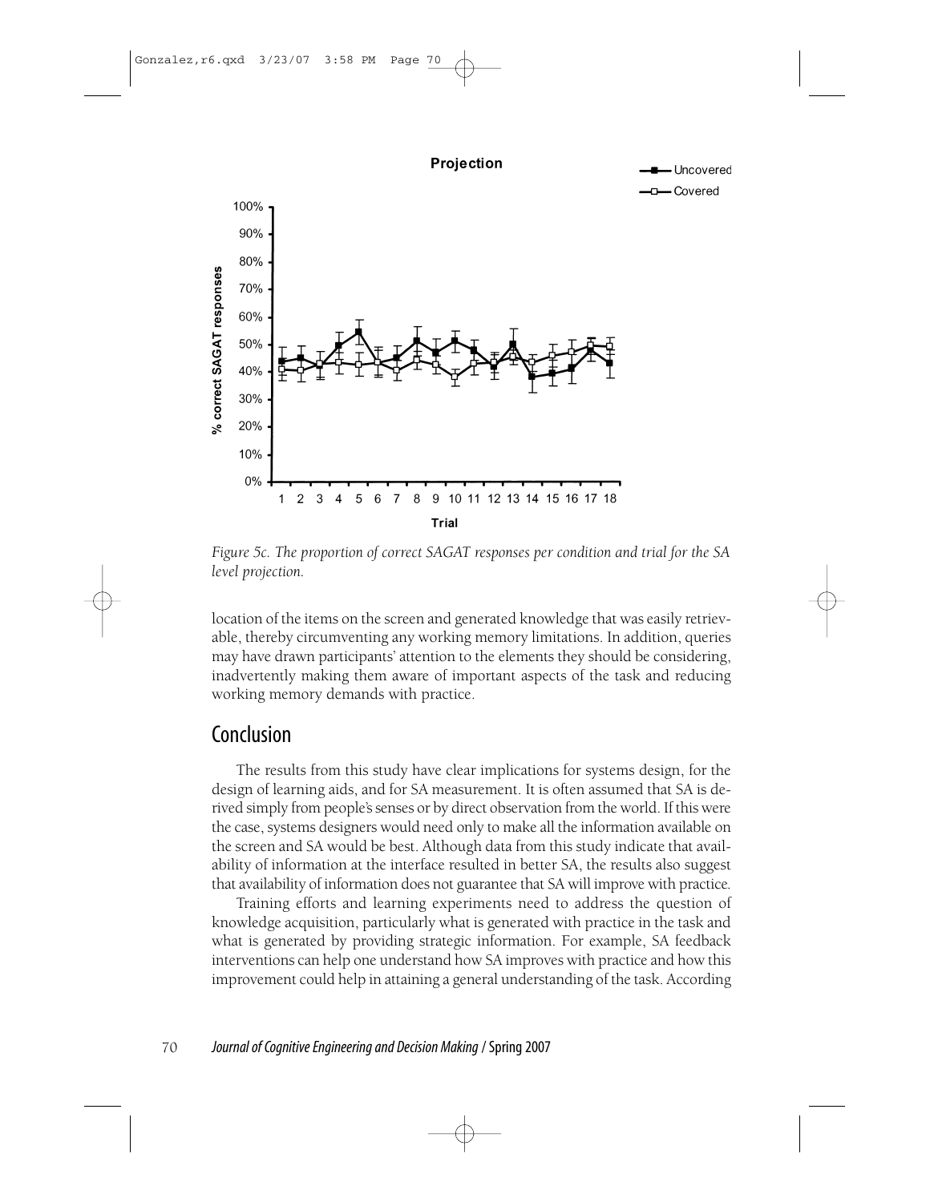*Figure 5c. The proportion of correct SAGAT responses per condition and trial for the SA level projection.*

location of the items on the screen and generated knowledge that was easily retrievable, thereby circumventing any working memory limitations. In addition, queries may have drawn participants' attention to the elements they should be considering, inadvertently making them aware of important aspects of the task and reducing working memory demands with practice.

## Conclusion

The results from this study have clear implications for systems design, for the design of learning aids, and for SA measurement. It is often assumed that SA is derived simply from people's senses or by direct observation from the world. If this were the case, systems designers would need only to make all the information available on the screen and SA would be best. Although data from this study indicate that availability of information at the interface resulted in better SA, the results also suggest that availability of information does not guarantee that SA will improve with practice.

Training efforts and learning experiments need to address the question of knowledge acquisition, particularly what is generated with practice in the task and what is generated by providing strategic information. For example, SA feedback interventions can help one understand how SA improves with practice and how this improvement could help in attaining a general understanding of the task. According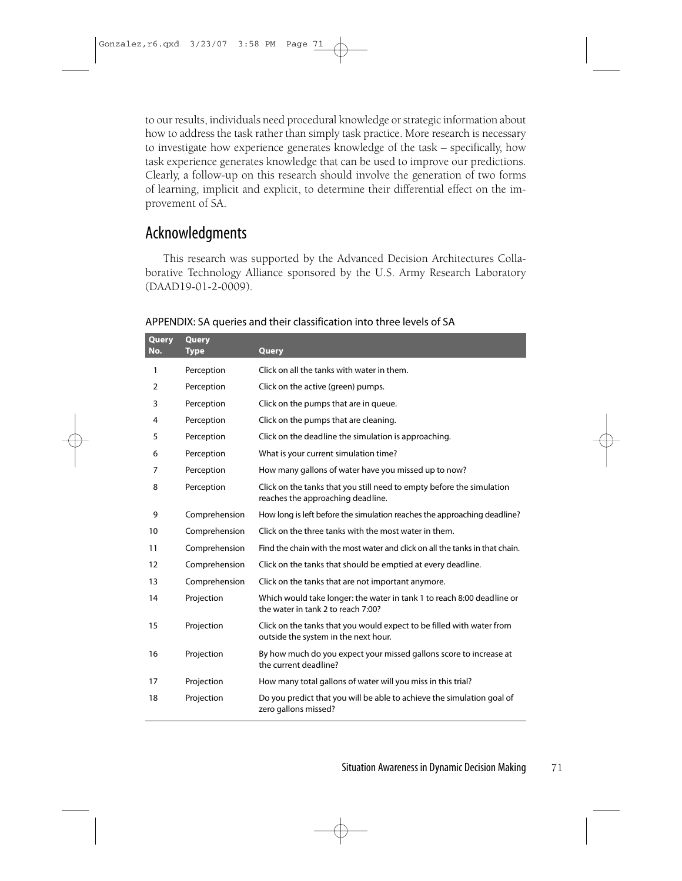to our results, individuals need procedural knowledge or strategic information about how to address the task rather than simply task practice. More research is necessary to investigate how experience generates knowledge of the task – specifically, how task experience generates knowledge that can be used to improve our predictions. Clearly, a follow-up on this research should involve the generation of two forms of learning, implicit and explicit, to determine their differential effect on the improvement of SA.

## Acknowledgments

This research was supported by the Advanced Decision Architectures Collaborative Technology Alliance sponsored by the U.S. Army Research Laboratory (DAAD19-01-2-0009).

APPENDIX: SA queries and their classification into three levels of SA

| Query No. | Query Type | Query |
|---|---|---|
| 1 | Perception | Click on all the tanks with water in them. |
| 2 | Perception | Click on the active (green) pumps. |
| 3 | Perception | Click on the pumps that are in queue. |
| 4 | Perception | Click on the pumps that are cleaning. |
| 5 | Perception | Click on the deadline the simulation is approaching. |
| 6 | Perception | What is your current simulation time? |
| 7 | Perception | How many gallons of water have you missed up to now? |
| 8 | Perception | Click on the tanks that you still need to empty before the simulation reaches the approaching deadline. |
| 9 | Comprehension | How long is left before the simulation reaches the approaching deadline? |
| 10 | Comprehension | Click on the three tanks with the most water in them. |
| 11 | Comprehension | Find the chain with the most water and click on all the tanks in that chain. |
| 12 | Comprehension | Click on the tanks that should be emptied at every deadline. |
| 13 | Comprehension | Click on the tanks that are not important anymore. |
| 14 | Projection | Which would take longer: the water in tank 1 to reach 8:00 deadline or the water in tank 2 to reach 7:00? |
| 15 | Projection | Click on the tanks that you would expect to be filled with water from outside the system in the next hour. |
| 16 | Projection | By how much do you expect your missed gallons score to increase at the current deadline? |
| 17 | Projection | How many total gallons of water will you miss in this trial? |
| 18 | Projection | Do you predict that you will be able to achieve the simulation goal of zero gallons missed? |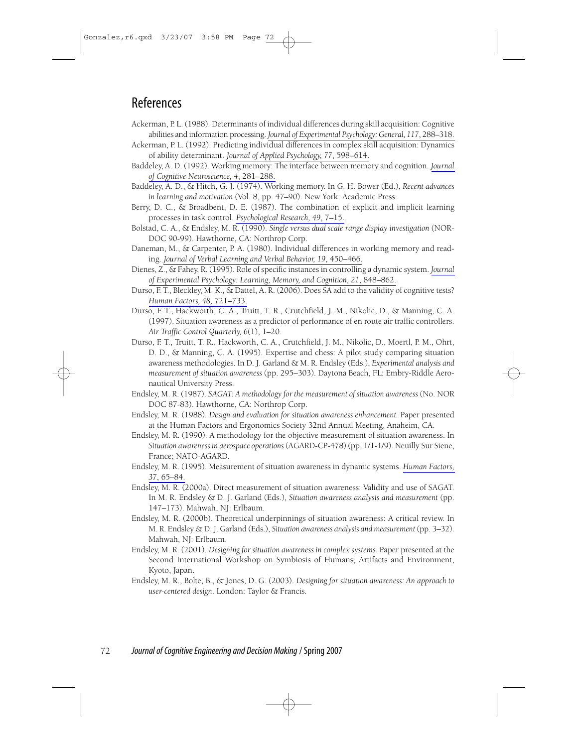## References

Ackerman, P. L. (1988). Determinants of individual differences during skill acquisition: Cognitive abilities and information processing. *Journal of Experimental Psychology: General, 117*, 288–318.

Ackerman, P. L. (1992). Predicting individual differences in complex skill acquisition: Dynamics of ability determinant. *Journal of Applied Psychology, 77*, 598–614.

Baddeley, A. D. (1992). Working memory: The interface between memory and cognition. *Journal of Cognitive Neuroscience, 4*, 281–288.

Baddeley, A. D., & Hitch, G. J. (1974). Working memory. In G. H. Bower (Ed.), *Recent advances in learning and motivation* (Vol. 8, pp. 47–90). New York: Academic Press.

Berry, D. C., & Broadbent, D. E. (1987). The combination of explicit and implicit learning processes in task control. *Psychological Research, 49*, 7–15.

Bolstad, C. A., & Endsley, M. R. (1990). *Single versus dual scale range display investigation* (NOR-DOC 90-99). Hawthorne, CA: Northrop Corp.

Daneman, M., & Carpenter, P. A. (1980). Individual differences in working memory and reading. *Journal of Verbal Learning and Verbal Behavior, 19*, 450–466.

Dienes, Z., & Fahey, R. (1995). Role of specific instances in controlling a dynamic system. *Journal of Experimental Psychology: Learning, Memory, and Cognition, 21*, 848–862.

Durso, F. T., Bleckley, M. K., & Dattel, A. R. (2006). Does SA add to the validity of cognitive tests? *Human Factors, 48*, 721–733.

Durso, F. T., Hackworth, C. A., Truitt, T. R., Crutchfield, J. M., Nikolic, D., & Manning, C. A. (1997). Situation awareness as a predictor of performance of en route air traffic controllers. *Air Traffic Control Quarterly, 6*(1), 1–20.

Durso, F. T., Truitt, T. R., Hackworth, C. A., Crutchfield, J. M., Nikolic, D., Moertl, P. M., Ohrt, D. D., & Manning, C. A. (1995). Expertise and chess: A pilot study comparing situation awareness methodologies. In D. J. Garland & M. R. Endsley (Eds.), *Experimental analysis and measurement of situation awareness* (pp. 295–303). Daytona Beach, FL: Embry-Riddle Aeronautical University Press.

Endsley, M. R. (1987). *SAGAT: A methodology for the measurement of situation awareness* (No. NOR DOC 87-83). Hawthorne, CA: Northrop Corp.

Endsley, M. R. (1988). *Design and evaluation for situation awareness enhancement.* Paper presented at the Human Factors and Ergonomics Society 32nd Annual Meeting, Anaheim, CA.

Endsley, M. R. (1990). A methodology for the objective measurement of situation awareness. In *Situation awareness in aerospace operations* (AGARD-CP-478) (pp. 1/1-1/9). Neuilly Sur Siene, France; NATO-AGARD.

Endsley, M. R. (1995). Measurement of situation awareness in dynamic systems. *Human Factors, 37*, 65–84.

Endsley, M. R. (2000a). Direct measurement of situation awareness: Validity and use of SAGAT. In M. R. Endsley & D. J. Garland (Eds.), *Situation awareness analysis and measurement* (pp. 147–173). Mahwah, NJ: Erlbaum.

Endsley, M. R. (2000b). Theoretical underpinnings of situation awareness: A critical review. In M. R. Endsley & D. J. Garland (Eds.), *Situation awareness analysis and measurement* (pp. 3–32). Mahwah, NJ: Erlbaum.

Endsley, M. R. (2001). *Designing for situation awareness in complex systems.* Paper presented at the Second International Workshop on Symbiosis of Humans, Artifacts and Environment, Kyoto, Japan.

Endsley, M. R., Bolte, B., & Jones, D. G. (2003). *Designing for situation awareness: An approach to user-centered design*. London: Taylor & Francis.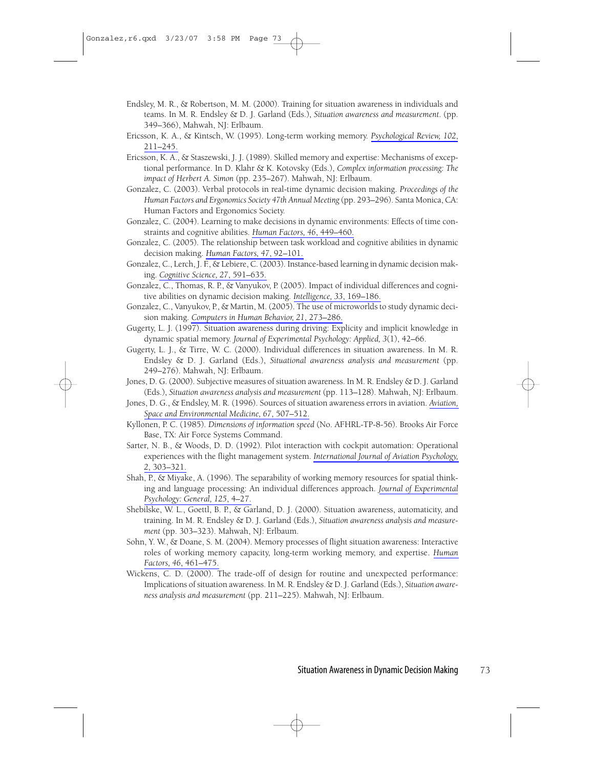Endsley, M. R., & Robertson, M. M. (2000). Training for situation awareness in individuals and teams. In M. R. Endsley & D. J. Garland (Eds.), *Situation awareness and measurement*. (pp. 349–366), Mahwah, NJ: Erlbaum.

Ericsson, K. A., & Kintsch, W. (1995). Long-term working memory. *Psychological Review, 102*, 211–245.

Ericsson, K. A., & Staszewski, J. J. (1989). Skilled memory and expertise: Mechanisms of exceptional performance. In D. Klahr & K. Kotovsky (Eds.), *Complex information processing: The impact of Herbert A. Simon* (pp. 235–267). Mahwah, NJ: Erlbaum.

Gonzalez, C. (2003). Verbal protocols in real-time dynamic decision making. *Proceedings of the Human Factors and Ergonomics Society 47th Annual Meeting* (pp. 293–296). Santa Monica, CA: Human Factors and Ergonomics Society.

Gonzalez, C. (2004). Learning to make decisions in dynamic environments: Effects of time constraints and cognitive abilities. *Human Factors, 46*, 449–460.

Gonzalez, C. (2005). The relationship between task workload and cognitive abilities in dynamic decision making. *Human Factors, 47*, 92–101.

Gonzalez, C., Lerch, J. F., & Lebiere, C. (2003). Instance-based learning in dynamic decision making. *Cognitive Science, 27*, 591–635.

Gonzalez, C., Thomas, R. P., & Vanyukov, P. (2005). Impact of individual differences and cognitive abilities on dynamic decision making. *Intelligence, 33*, 169–186.

Gonzalez, C., Vanyukov, P., & Martin, M. (2005). The use of microworlds to study dynamic decision making. *Computers in Human Behavior, 21*, 273–286.

Gugerty, L. J. (1997). Situation awareness during driving: Explicity and implicit knowledge in dynamic spatial memory. *Journal of Experimental Psychology: Applied, 3*(1), 42–66.

Gugerty, L. J., & Tirre, W. C. (2000). Individual differences in situation awareness. In M. R. Endsley & D. J. Garland (Eds.), *Situational awareness analysis and measurement* (pp. 249–276). Mahwah, NJ: Erlbaum.

Jones, D. G. (2000). Subjective measures of situation awareness. In M. R. Endsley & D. J. Garland (Eds.), *Situation awareness analysis and measurement* (pp. 113–128). Mahwah, NJ: Erlbaum.

Jones, D. G., & Endsley, M. R. (1996). Sources of situation awareness errors in aviation. *Aviation, Space and Environmental Medicine, 67*, 507–512.

Kyllonen, P. C. (1985). *Dimensions of information speed* (No. AFHRL-TP-8-56). Brooks Air Force Base, TX: Air Force Systems Command.

Sarter, N. B., & Woods, D. D. (1992). Pilot interaction with cockpit automation: Operational experiences with the flight management system. *International Journal of Aviation Psychology, 2*, 303–321.

Shah, P., & Miyake, A. (1996). The separability of working memory resources for spatial thinking and language processing: An individual differences approach. *Journal of Experimental Psychology: General, 125*, 4–27.

Shebilske, W. L., Goettl, B. P., & Garland, D. J. (2000). Situation awareness, automaticity, and training. In M. R. Endsley & D. J. Garland (Eds.), *Situation awareness analysis and measurement* (pp. 303–323). Mahwah, NJ: Erlbaum.

Sohn, Y. W., & Doane, S. M. (2004). Memory processes of flight situation awareness: Interactive roles of working memory capacity, long-term working memory, and expertise. *Human Factors, 46*, 461–475.

Wickens, C. D. (2000). The trade-off of design for routine and unexpected performance: Implications of situation awareness. In M. R. Endsley & D. J. Garland (Eds.), *Situation awareness analysis and measurement* (pp. 211–225). Mahwah, NJ: Erlbaum.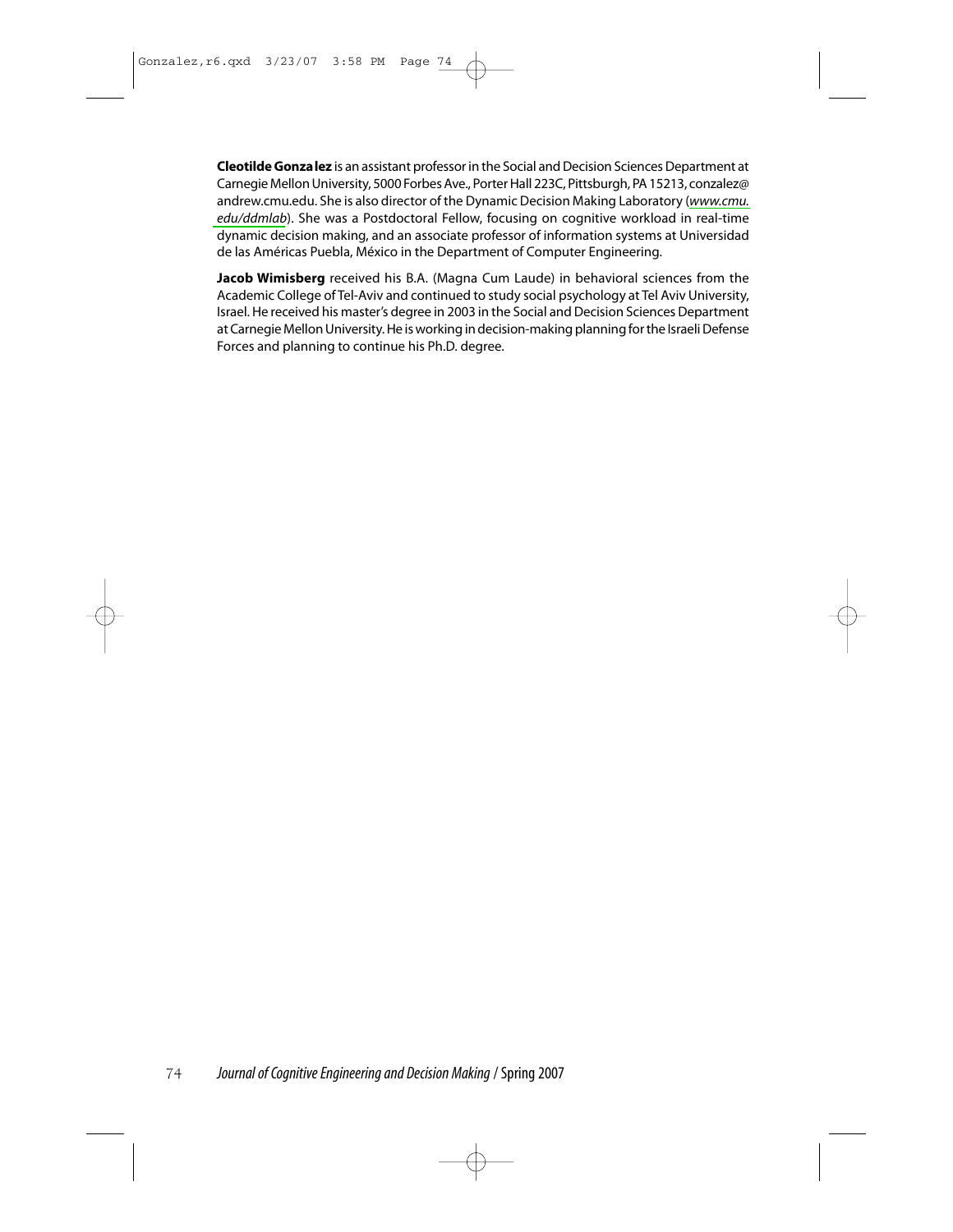**Cleotilde Gonzalez** is an assistant professor in the Social and Decision Sciences Department at Carnegie Mellon University, 5000 Forbes Ave., Porter Hall 223C, Pittsburgh, PA 15213, conzalez@andrew.cmu.edu. She is also director of the Dynamic Decision Making Laboratory (*www.cmu.edu/ddmlab*). She was a Postdoctoral Fellow, focusing on cognitive workload in real-time dynamic decision making, and an associate professor of information systems at Universidad de las Américas Puebla, México in the Department of Computer Engineering.

**Jacob Wimisberg** received his B.A. (Magna Cum Laude) in behavioral sciences from the Academic College of Tel-Aviv and continued to study social psychology at Tel Aviv University, Israel. He received his master's degree in 2003 in the Social and Decision Sciences Department at Carnegie Mellon University. He is working in decision-making planning for the Israeli Defense Forces and planning to continue his Ph.D. degree.